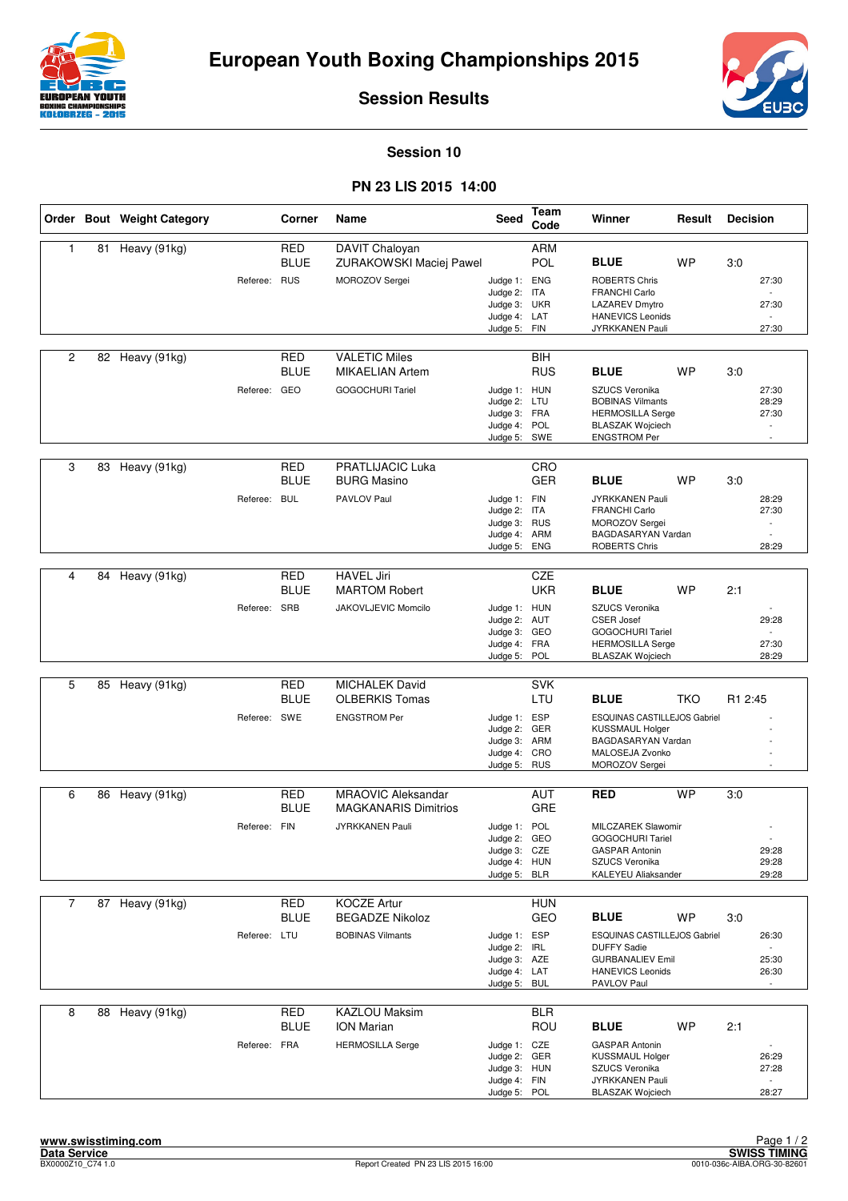# European Youth Boxing Championships 2015

## Session Results

### Session 10

### PN 23 LIS 2015 14:00

| Order | Bout | Weight Category | Corner | Name | Seed | Team Code | Winner | Result | Decision |
|---|---|---|---|---|---|---|---|---|---|
| 1 | 81 | Heavy (91kg) | RED | DAVIT Chaloyan | | ARM | | | |
| | | | BLUE | ZURAKOWSKI Maciej Pawel | | POL | **BLUE** | WP | 3:0 |
| | | Referee: RUS | | MOROZOV Sergei | Judge 1: | ENG | ROBERTS Chris | | 27:30 |
| | | | | | Judge 2: | ITA | FRANCHI Carlo | | - |
| | | | | | Judge 3: | UKR | LAZAREV Dmytro | | 27:30 |
| | | | | | Judge 4: | LAT | HANEVICS Leonids | | - |
| | | | | | Judge 5: | FIN | JYRKKANEN Pauli | | 27:30 |
| 2 | 82 | Heavy (91kg) | RED | VALETIC Miles | | BIH | | | |
| | | | BLUE | MIKAELIAN Artem | | RUS | **BLUE** | WP | 3:0 |
| | | Referee: GEO | | GOGOCHURI Tariel | Judge 1: | HUN | SZUCS Veronika | | 27:30 |
| | | | | | Judge 2: | LTU | BOBINAS Vilmants | | 28:29 |
| | | | | | Judge 3: | FRA | HERMOSILLA Serge | | 27:30 |
| | | | | | Judge 4: | POL | BLASZAK Wojciech | | - |
| | | | | | Judge 5: | SWE | ENGSTROM Per | | - |
| 3 | 83 | Heavy (91kg) | RED | PRATLJIACIC Luka | | CRO | | | |
| | | | BLUE | BURG Masino | | GER | **BLUE** | WP | 3:0 |
| | | Referee: BUL | | PAVLOV Paul | Judge 1: | FIN | JYRKKANEN Pauli | | 28:29 |
| | | | | | Judge 2: | ITA | FRANCHI Carlo | | 27:30 |
| | | | | | Judge 3: | RUS | MOROZOV Sergei | | - |
| | | | | | Judge 4: | ARM | BAGDASARYAN Vardan | | - |
| | | | | | Judge 5: | ENG | ROBERTS Chris | | 28:29 |
| 4 | 84 | Heavy (91kg) | RED | HAVEL Jiri | | CZE | | | |
| | | | BLUE | MARTOM Robert | | UKR | **BLUE** | WP | 2:1 |
| | | Referee: SRB | | JAKOVLJEVIC Momcilo | Judge 1: | HUN | SZUCS Veronika | | - |
| | | | | | Judge 2: | AUT | CSER Josef | | 29:28 |
| | | | | | Judge 3: | GEO | GOGOCHURI Tariel | | - |
| | | | | | Judge 4: | FRA | HERMOSILLA Serge | | 27:30 |
| | | | | | Judge 5: | POL | BLASZAK Wojciech | | 28:29 |
| 5 | 85 | Heavy (91kg) | RED | MICHALEK David | | SVK | | | |
| | | | BLUE | OLBERKIS Tomas | | LTU | **BLUE** | TKO | R1 2:45 |
| | | Referee: SWE | | ENGSTROM Per | Judge 1: | ESP | ESQUINAS CASTILLEJOS Gabriel | | - |
| | | | | | Judge 2: | GER | KUSSMAUL Holger | | - |
| | | | | | Judge 3: | ARM | BAGDASARYAN Vardan | | - |
| | | | | | Judge 4: | CRO | MALOSEJA Zvonko | | - |
| | | | | | Judge 5: | RUS | MOROZOV Sergei | | - |
| 6 | 86 | Heavy (91kg) | RED | MRAOVIC Aleksandar | | AUT | **RED** | WP | 3:0 |
| | | | BLUE | MAGKANARIS Dimitrios | | GRE | | | |
| | | Referee: FIN | | JYRKKANEN Pauli | Judge 1: | POL | MILCZAREK Slawomir | | - |
| | | | | | Judge 2: | GEO | GOGOCHURI Tariel | | - |
| | | | | | Judge 3: | CZE | GASPAR Antonin | | 29:28 |
| | | | | | Judge 4: | HUN | SZUCS Veronika | | 29:28 |
| | | | | | Judge 5: | BLR | KALEYEU Aliaksander | | 29:28 |
| 7 | 87 | Heavy (91kg) | RED | KOCZE Artur | | HUN | | | |
| | | | BLUE | BEGADZE Nikoloz | | GEO | **BLUE** | WP | 3:0 |
| | | Referee: LTU | | BOBINAS Vilmants | Judge 1: | ESP | ESQUINAS CASTILLEJOS Gabriel | | 26:30 |
| | | | | | Judge 2: | IRL | DUFFY Sadie | | - |
| | | | | | Judge 3: | AZE | GURBANALIEV Emil | | 25:30 |
| | | | | | Judge 4: | LAT | HANEVICS Leonids | | 26:30 |
| | | | | | Judge 5: | BUL | PAVLOV Paul | | - |
| 8 | 88 | Heavy (91kg) | RED | KAZLOU Maksim | | BLR | | | |
| | | | BLUE | ION Marian | | ROU | **BLUE** | WP | 2:1 |
| | | Referee: FRA | | HERMOSILLA Serge | Judge 1: | CZE | GASPAR Antonin | | - |
| | | | | | Judge 2: | GER | KUSSMAUL Holger | | 26:29 |
| | | | | | Judge 3: | HUN | SZUCS Veronika | | 27:28 |
| | | | | | Judge 4: | FIN | JYRKKANEN Pauli | | - |
| | | | | | Judge 5: | POL | BLASZAK Wojciech | | 28:27 |

www.swisstiming.com
Data Service
BX0000Z10_C74 1.0

Report Created PN 23 LIS 2015 16:00

SWISS TIMING
0010-036c-AIBA.ORG-30-82601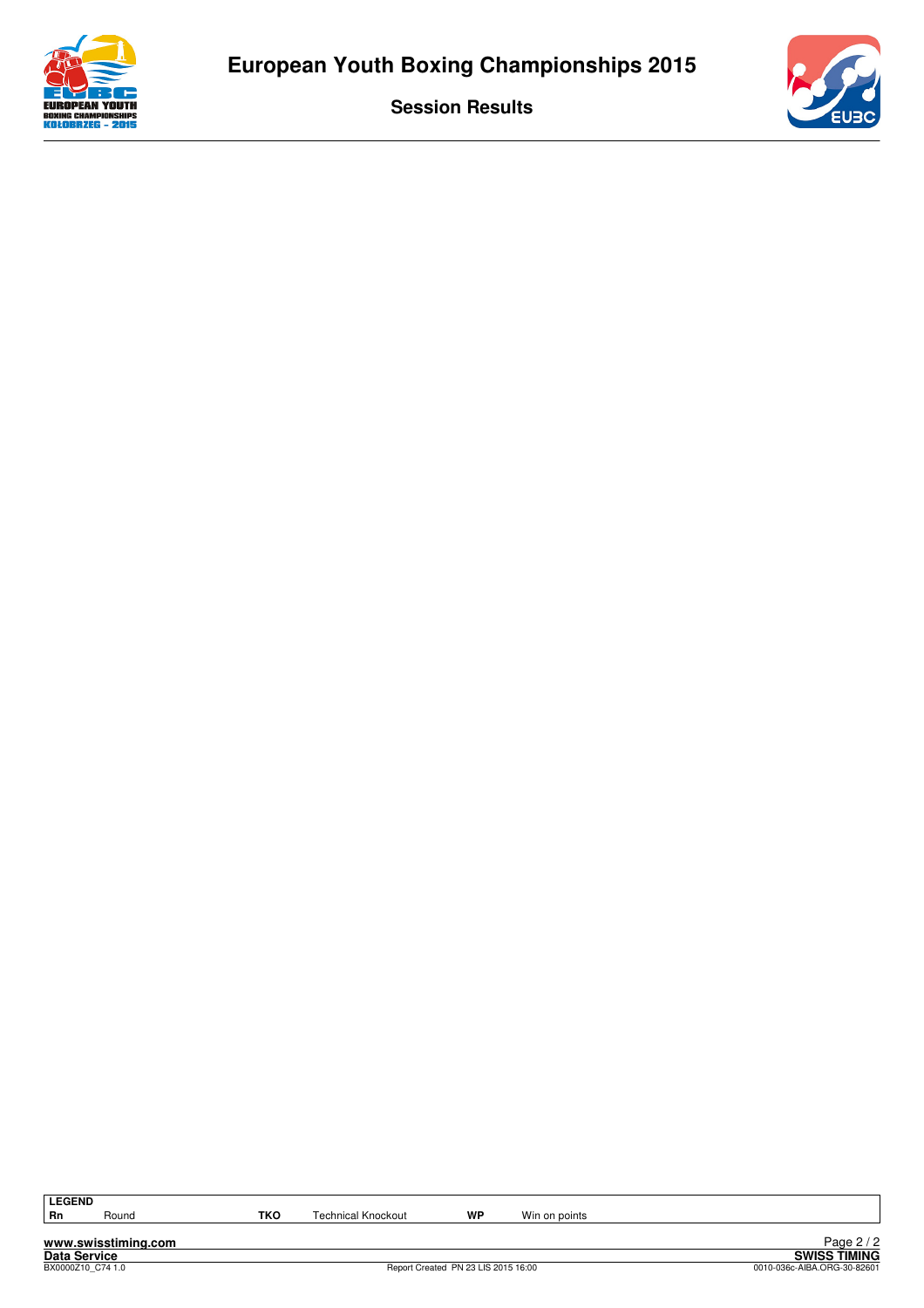**LEGEND**

| | | | | | |
|---|---|---|---|---|---|
| **Rn** | Round | **TKO** | Technical Knockout | **WP** | Win on points |